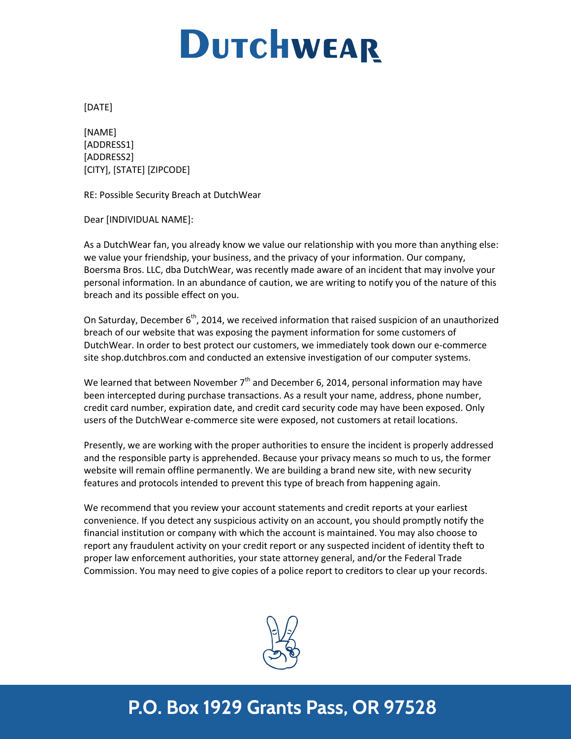# DutchWear

[DATE]

[NAME]
[ADDRESS1]
[ADDRESS2]
[CITY], [STATE] [ZIPCODE]

RE: Possible Security Breach at DutchWear

Dear [INDIVIDUAL NAME]:

As a DutchWear fan, you already know we value our relationship with you more than anything else: we value your friendship, your business, and the privacy of your information. Our company, Boersma Bros. LLC, dba DutchWear, was recently made aware of an incident that may involve your personal information. In an abundance of caution, we are writing to notify you of the nature of this breach and its possible effect on you.

On Saturday, December 6th, 2014, we received information that raised suspicion of an unauthorized breach of our website that was exposing the payment information for some customers of DutchWear. In order to best protect our customers, we immediately took down our e-commerce site shop.dutchbros.com and conducted an extensive investigation of our computer systems.

We learned that between November 7th and December 6, 2014, personal information may have been intercepted during purchase transactions. As a result your name, address, phone number, credit card number, expiration date, and credit card security code may have been exposed. Only users of the DutchWear e-commerce site were exposed, not customers at retail locations.

Presently, we are working with the proper authorities to ensure the incident is properly addressed and the responsible party is apprehended. Because your privacy means so much to us, the former website will remain offline permanently. We are building a brand new site, with new security features and protocols intended to prevent this type of breach from happening again.

We recommend that you review your account statements and credit reports at your earliest convenience. If you detect any suspicious activity on an account, you should promptly notify the financial institution or company with which the account is maintained. You may also choose to report any fraudulent activity on your credit report or any suspected incident of identity theft to proper law enforcement authorities, your state attorney general, and/or the Federal Trade Commission. You may need to give copies of a police report to creditors to clear up your records.

P.O. Box 1929 Grants Pass, OR 97528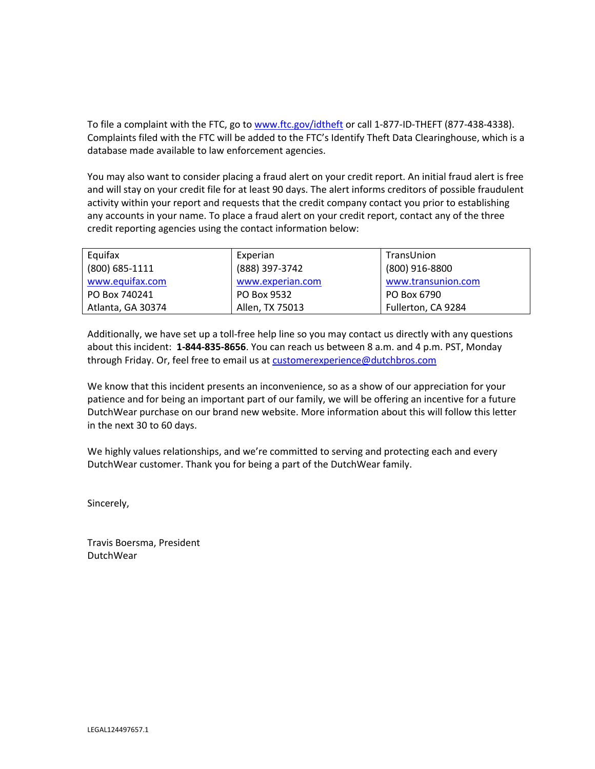To file a complaint with the FTC, go to www.ftc.gov/idtheft or call 1-877-ID-THEFT (877-438-4338). Complaints filed with the FTC will be added to the FTC's Identify Theft Data Clearinghouse, which is a database made available to law enforcement agencies.

You may also want to consider placing a fraud alert on your credit report. An initial fraud alert is free and will stay on your credit file for at least 90 days. The alert informs creditors of possible fraudulent activity within your report and requests that the credit company contact you prior to establishing any accounts in your name. To place a fraud alert on your credit report, contact any of the three credit reporting agencies using the contact information below:

| | | |
|---|---|---|
| Equifax | Experian | TransUnion |
| (800) 685-1111 | (888) 397-3742 | (800) 916-8800 |
| www.equifax.com | www.experian.com | www.transunion.com |
| PO Box 740241 | PO Box 9532 | PO Box 6790 |
| Atlanta, GA 30374 | Allen, TX 75013 | Fullerton, CA 9284 |

Additionally, we have set up a toll-free help line so you may contact us directly with any questions about this incident: **1-844-835-8656**. You can reach us between 8 a.m. and 4 p.m. PST, Monday through Friday. Or, feel free to email us at customerexperience@dutchbros.com

We know that this incident presents an inconvenience, so as a show of our appreciation for your patience and for being an important part of our family, we will be offering an incentive for a future DutchWear purchase on our brand new website. More information about this will follow this letter in the next 30 to 60 days.

We highly values relationships, and we're committed to serving and protecting each and every DutchWear customer. Thank you for being a part of the DutchWear family.

Sincerely,

Travis Boersma, President
DutchWear

LEGAL124497657.1